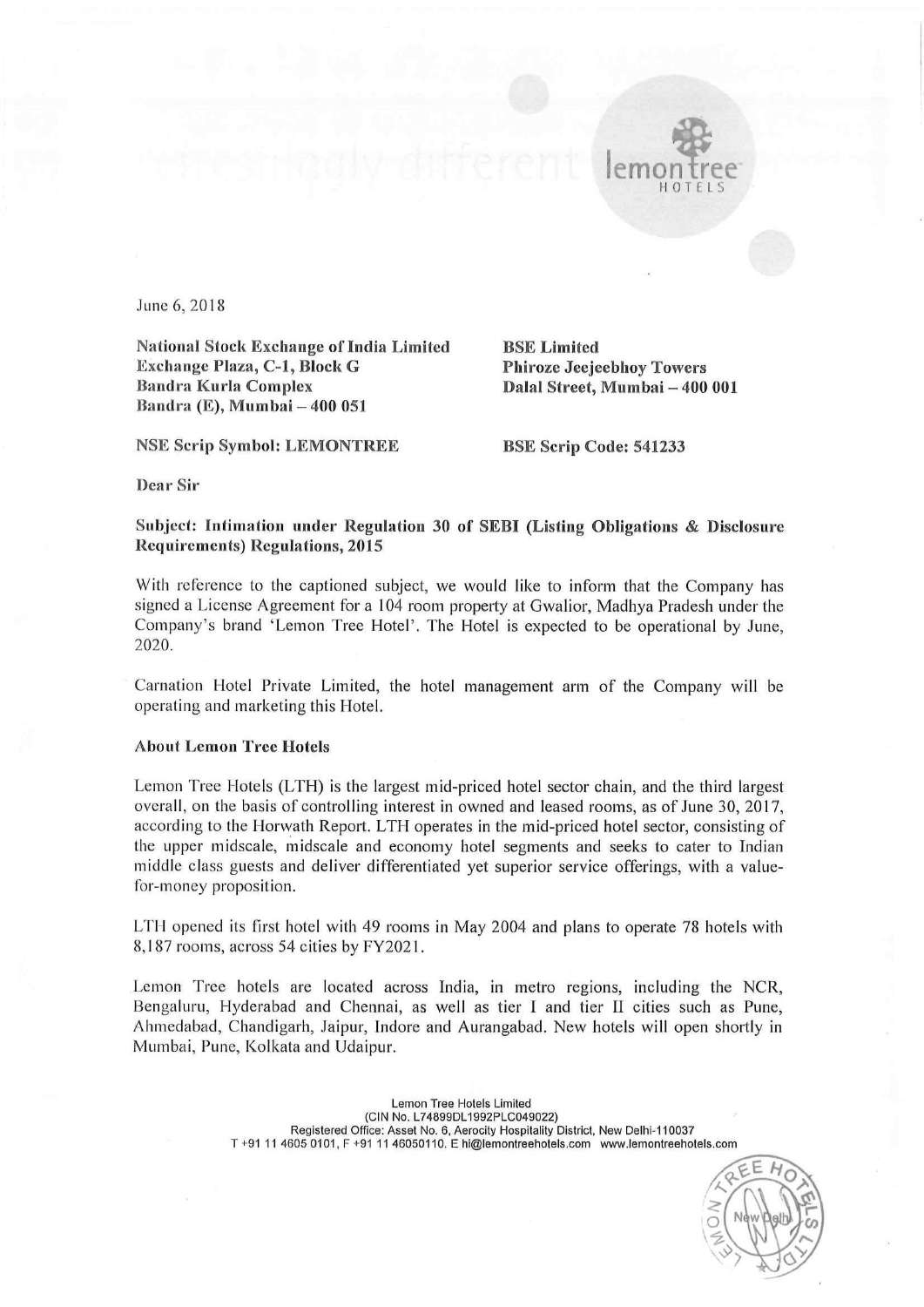June 6, 2018

**National Stock Exchange of India Limited**
**Exchange Plaza, C-1, Block G**
**Bandra Kurla Complex**
**Bandra (E), Mumbai – 400 051**

**BSE Limited**
**Phiroze Jeejeebhoy Towers**
**Dalal Street, Mumbai – 400 001**

**NSE Scrip Symbol: LEMONTREE**

**BSE Scrip Code: 541233**

**Dear Sir**

**Subject: Intimation under Regulation 30 of SEBI (Listing Obligations & Disclosure Requirements) Regulations, 2015**

With reference to the captioned subject, we would like to inform that the Company has signed a License Agreement for a 104 room property at Gwalior, Madhya Pradesh under the Company's brand 'Lemon Tree Hotel'. The Hotel is expected to be operational by June, 2020.

Carnation Hotel Private Limited, the hotel management arm of the Company will be operating and marketing this Hotel.

**About Lemon Tree Hotels**

Lemon Tree Hotels (LTH) is the largest mid-priced hotel sector chain, and the third largest overall, on the basis of controlling interest in owned and leased rooms, as of June 30, 2017, according to the Horwath Report. LTH operates in the mid-priced hotel sector, consisting of the upper midscale, midscale and economy hotel segments and seeks to cater to Indian middle class guests and deliver differentiated yet superior service offerings, with a value-for-money proposition.

LTH opened its first hotel with 49 rooms in May 2004 and plans to operate 78 hotels with 8,187 rooms, across 54 cities by FY2021.

Lemon Tree hotels are located across India, in metro regions, including the NCR, Bengaluru, Hyderabad and Chennai, as well as tier I and tier II cities such as Pune, Ahmedabad, Chandigarh, Jaipur, Indore and Aurangabad. New hotels will open shortly in Mumbai, Pune, Kolkata and Udaipur.

Lemon Tree Hotels Limited
(CIN No. L74899DL1992PLC049022)
Registered Office: Asset No. 6, Aerocity Hospitality District, New Delhi-110037
T +91 11 4605 0101, F +91 11 46050110. E hi@lemontreehotels.com www.lemontreehotels.com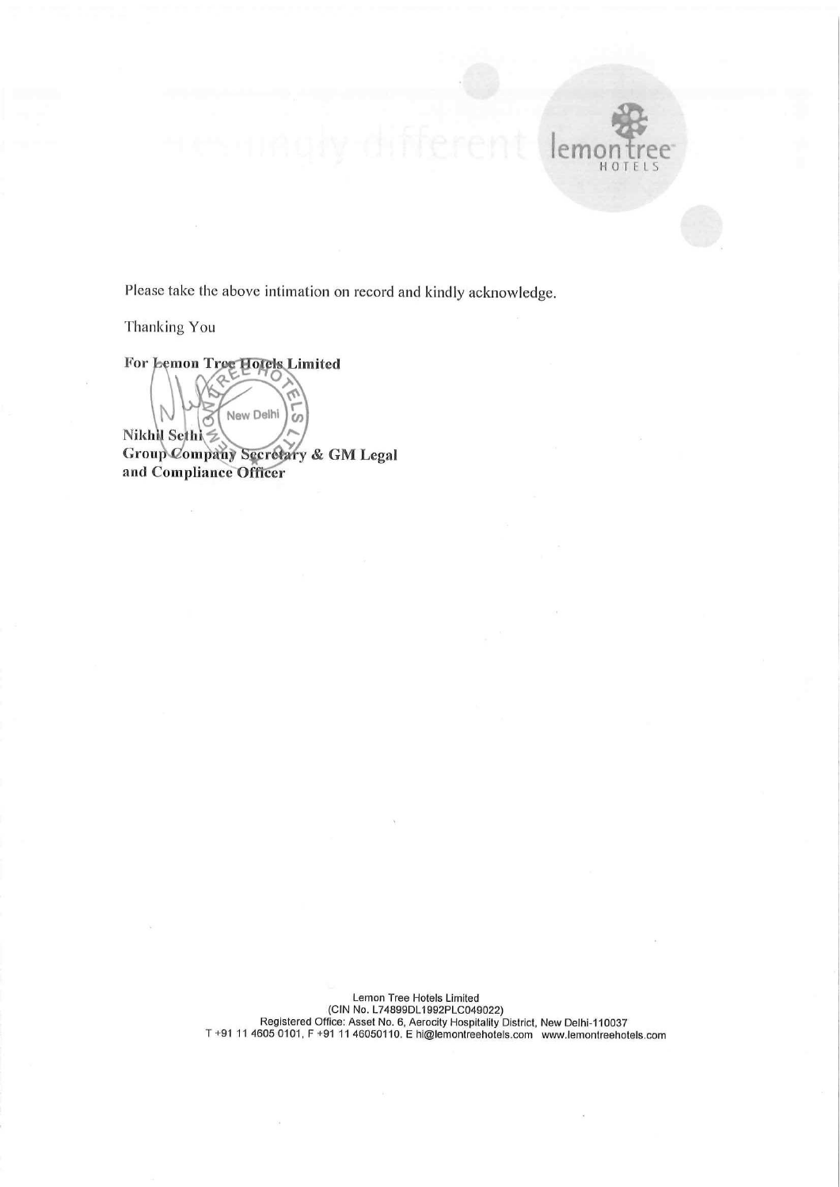Please take the above intimation on record and kindly acknowledge.

Thanking You

**For Lemon Tree Hotels Limited**

**Nikhil Sethi**
**Group Company Secretary & GM Legal and Compliance Officer**

Lemon Tree Hotels Limited
(CIN No. L74899DL1992PLC049022)
Registered Office: Asset No. 6, Aerocity Hospitality District, New Delhi-110037
T +91 11 4605 0101, F +91 11 46050110. E hi@lemontreehotels.com www.lemontreehotels.com